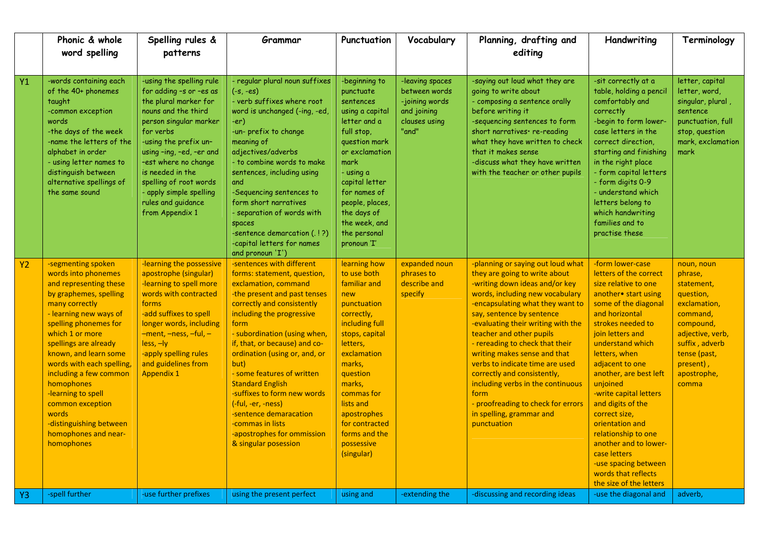| | Phonic & whole word spelling | Spelling rules & patterns | Grammar | Punctuation | Vocabulary | Planning, drafting and editing | Handwriting | Terminology |
|---|---|---|---|---|---|---|---|---|
| Y1 | -words containing each of the 40+ phonemes taught<br>-common exception words<br>-the days of the week<br>-name the letters of the alphabet in order<br>- using letter names to distinguish between alternative spellings of the same sound | -using the spelling rule for adding –s or –es as the plural marker for nouns and the third person singular marker for verbs<br>-using the prefix un-<br>using –ing, –ed, –er and –est where no change is needed in the spelling of root words<br>- apply simple spelling rules and guidance from Appendix 1 | - regular plural noun suffixes (-s, -es)<br>- verb suffixes where root word is unchanged (-ing, -ed, -er)<br>-un- prefix to change meaning of adjectives/adverbs<br>- to combine words to make sentences, including using and<br>-Sequencing sentences to form short narratives<br>- separation of words with spaces<br>-sentence demarcation (. ! ?)<br>-capital letters for names and pronoun 'I') | -beginning to punctuate sentences using a capital letter and a full stop, question mark or exclamation mark<br>- using a capital letter for names of people, places, the days of the week, and the personal pronoun 'I' | -leaving spaces between words<br>-joining words and joining clauses using "and" | -saying out loud what they are going to write about<br>- composing a sentence orally before writing it<br>-sequencing sentences to form short narratives• re-reading what they have written to check that it makes sense<br>-discuss what they have written with the teacher or other pupils | -sit correctly at a table, holding a pencil comfortably and correctly<br>-begin to form lower-case letters in the correct direction, starting and finishing in the right place<br>- form capital letters<br>- form digits 0-9<br>- understand which letters belong to which handwriting families and to practise these | letter, capital letter, word, singular, plural , sentence punctuation, full stop, question mark, exclamation mark |
| Y2 | -segmenting spoken words into phonemes and representing these by graphemes, spelling many correctly<br>- learning new ways of spelling phonemes for which 1 or more spellings are already known, and learn some words with each spelling, including a few common homophones<br>-learning to spell common exception words<br>-distinguishing between homophones and near-homophones | -learning the possessive apostrophe (singular)<br>-learning to spell more words with contracted forms<br>-add suffixes to spell longer words, including –ment, –ness, –ful, –less, –ly<br>-apply spelling rules and guidelines from Appendix 1 | -sentences with different forms: statement, question, exclamation, command<br>-the present and past tenses correctly and consistently including the progressive form<br>- subordination (using when, if, that, or because) and co-ordination (using or, and, or but)<br>- some features of written Standard English<br>-suffixes to form new words (-ful, -er, -ness)<br>-sentence demaracation<br>-commas in lists<br>-apostrophes for ommission & singular posession | learning how to use both familiar and new punctuation correctly, including full stops, capital letters, exclamation marks, question marks, commas for lists and apostrophes for contracted forms and the possessive (singular) | expanded noun phrases to describe and specify | -planning or saying out loud what they are going to write about<br>-writing down ideas and/or key words, including new vocabulary<br>-encapsulating what they want to say, sentence by sentence<br>-evaluating their writing with the teacher and other pupils<br>- rereading to check that their writing makes sense and that verbs to indicate time are used correctly and consistently, including verbs in the continuous form<br>- proofreading to check for errors in spelling, grammar and punctuation | -form lower-case letters of the correct size relative to one another• start using some of the diagonal and horizontal strokes needed to join letters and understand which letters, when adjacent to one another, are best left unjoined<br>-write capital letters and digits of the correct size, orientation and relationship to one another and to lower-case letters<br>-use spacing between words that reflects the size of the letters | noun, noun phrase, statement, question, exclamation, command, compound, adjective, verb, suffix , adverb tense (past, present) , apostrophe, comma |
| Y3 | -spell further | -use further prefixes | using the present perfect | using and | -extending the | -discussing and recording ideas | -use the diagonal and | adverb, |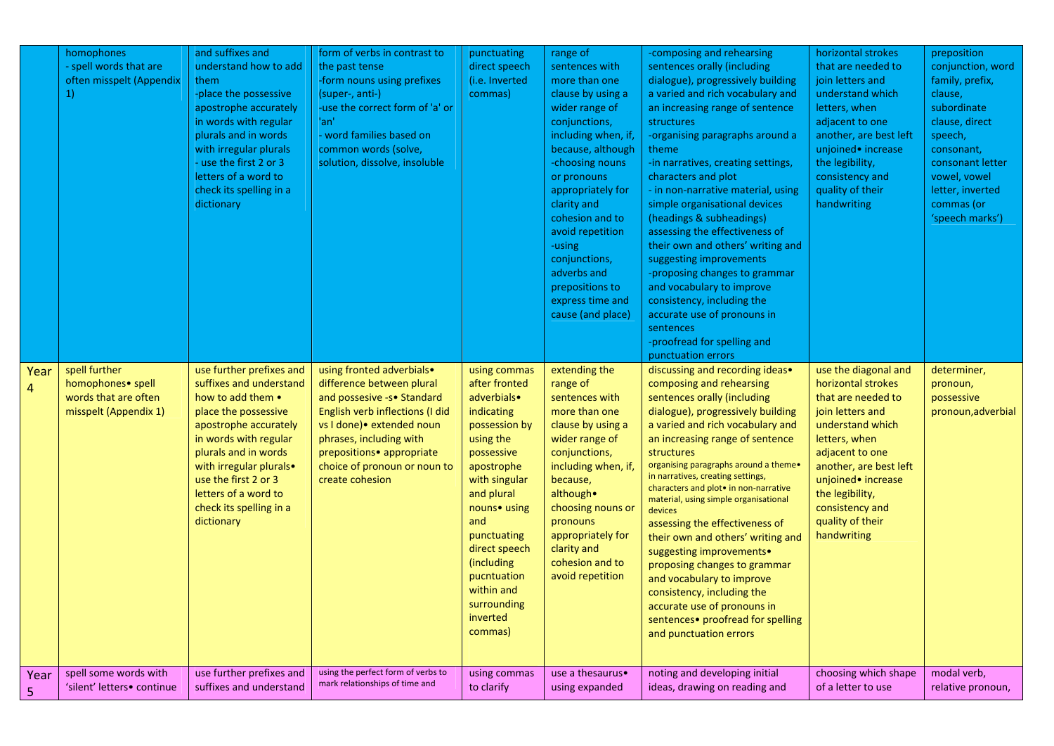| | | | | | | | | |
|---|---|---|---|---|---|---|---|---|
| | homophones<br>- spell words that are often misspelt (Appendix 1) | and suffixes and understand how to add them<br>-place the possessive apostrophe accurately in words with regular plurals and in words with irregular plurals<br>- use the first 2 or 3 letters of a word to check its spelling in a dictionary | form of verbs in contrast to the past tense<br>-form nouns using prefixes (super-, anti-)<br>-use the correct form of 'a' or 'an'<br>- word families based on common words (solve, solution, dissolve, insoluble | punctuating direct speech (i.e. Inverted commas) | range of sentences with more than one clause by using a wider range of conjunctions, including when, if, because, although<br>-choosing nouns or pronouns appropriately for clarity and cohesion and to avoid repetition<br>-using conjunctions, adverbs and prepositions to express time and cause (and place) | -composing and rehearsing sentences orally (including dialogue), progressively building a varied and rich vocabulary and an increasing range of sentence structures<br>-organising paragraphs around a theme<br>-in narratives, creating settings, characters and plot<br>- in non-narrative material, using simple organisational devices (headings & subheadings) assessing the effectiveness of their own and others' writing and suggesting improvements<br>-proposing changes to grammar and vocabulary to improve consistency, including the accurate use of pronouns in sentences<br>-proofread for spelling and punctuation errors | horizontal strokes that are needed to join letters and understand which letters, when adjacent to one another, are best left unjoined• increase the legibility, consistency and quality of their handwriting | preposition conjunction, word family, prefix, clause, subordinate clause, direct speech, consonant, consonant letter vowel, vowel letter, inverted commas (or 'speech marks') |
| Year 4 | spell further homophones• spell words that are often misspelt (Appendix 1) | use further prefixes and suffixes and understand how to add them • place the possessive apostrophe accurately in words with regular plurals and in words with irregular plurals• use the first 2 or 3 letters of a word to check its spelling in a dictionary | using fronted adverbials• difference between plural and possesive -s• Standard English verb inflections (I did vs I done)• extended noun phrases, including with prepositions• appropriate choice of pronoun or noun to create cohesion | using commas after fronted adverbials• indicating possession by using the possessive apostrophe with singular and plural nouns• using and punctuating direct speech (including pucntuation within and surrounding inverted commas) | extending the range of sentences with more than one clause by using a wider range of conjunctions, including when, if, because, although• choosing nouns or pronouns appropriately for clarity and cohesion and to avoid repetition | discussing and recording ideas• composing and rehearsing sentences orally (including dialogue), progressively building a varied and rich vocabulary and an increasing range of sentence structures<br>organising paragraphs around a theme• in narratives, creating settings, characters and plot• in non-narrative material, using simple organisational devices<br>assessing the effectiveness of their own and others' writing and suggesting improvements• proposing changes to grammar and vocabulary to improve consistency, including the accurate use of pronouns in sentences• proofread for spelling and punctuation errors | use the diagonal and horizontal strokes that are needed to join letters and understand which letters, when adjacent to one another, are best left unjoined• increase the legibility, consistency and quality of their handwriting | determiner, pronoun, possessive pronoun,adverbial |
| Year 5 | spell some words with 'silent' letters• continue | use further prefixes and suffixes and understand | using the perfect form of verbs to mark relationships of time and | using commas to clarify | use a thesaurus• using expanded | noting and developing initial ideas, drawing on reading and | choosing which shape of a letter to use | modal verb, relative pronoun, |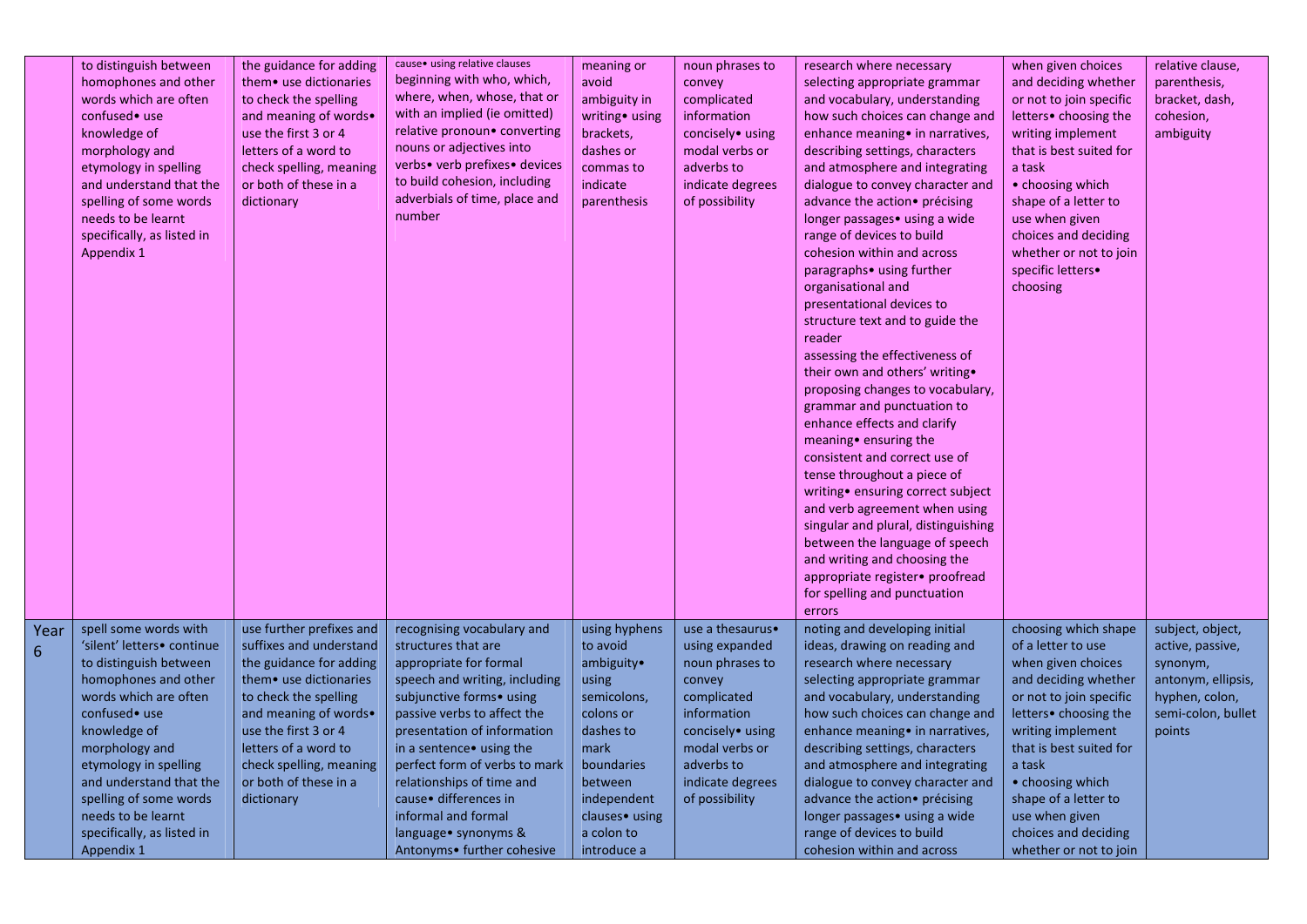| | | | | | | | | |
|---|---|---|---|---|---|---|---|---|
| | to distinguish between homophones and other words which are often confused• use knowledge of morphology and etymology in spelling and understand that the spelling of some words needs to be learnt specifically, as listed in Appendix 1 | the guidance for adding them• use dictionaries to check the spelling and meaning of words• use the first 3 or 4 letters of a word to check spelling, meaning or both of these in a dictionary | cause• using relative clauses beginning with who, which, where, when, whose, that or with an implied (ie omitted) relative pronoun• converting nouns or adjectives into verbs• verb prefixes• devices to build cohesion, including adverbials of time, place and number | meaning or avoid ambiguity in writing• using brackets, dashes or commas to indicate parenthesis | noun phrases to convey complicated information concisely• using modal verbs or adverbs to indicate degrees of possibility | research where necessary selecting appropriate grammar and vocabulary, understanding how such choices can change and enhance meaning• in narratives, describing settings, characters and atmosphere and integrating dialogue to convey character and advance the action• précising longer passages• using a wide range of devices to build cohesion within and across paragraphs• using further organisational and presentational devices to structure text and to guide the reader assessing the effectiveness of their own and others' writing• proposing changes to vocabulary, grammar and punctuation to enhance effects and clarify meaning• ensuring the consistent and correct use of tense throughout a piece of writing• ensuring correct subject and verb agreement when using singular and plural, distinguishing between the language of speech and writing and choosing the appropriate register• proofread for spelling and punctuation errors | when given choices and deciding whether or not to join specific letters• choosing the writing implement that is best suited for a task • choosing which shape of a letter to use when given choices and deciding whether or not to join specific letters• choosing | relative clause, parenthesis, bracket, dash, cohesion, ambiguity |
| Year 6 | spell some words with 'silent' letters• continue to distinguish between homophones and other words which are often confused• use knowledge of morphology and etymology in spelling and understand that the spelling of some words needs to be learnt specifically, as listed in Appendix 1 | use further prefixes and suffixes and understand the guidance for adding them• use dictionaries to check the spelling and meaning of words• use the first 3 or 4 letters of a word to check spelling, meaning or both of these in a dictionary | recognising vocabulary and structures that are appropriate for formal speech and writing, including subjunctive forms• using passive verbs to affect the presentation of information in a sentence• using the perfect form of verbs to mark relationships of time and cause• differences in informal and formal language• synonyms & Antonyms• further cohesive | using hyphens to avoid ambiguity• using semicolons, colons or dashes to mark boundaries between independent clauses• using a colon to introduce a | use a thesaurus• using expanded noun phrases to convey complicated information concisely• using modal verbs or adverbs to indicate degrees of possibility | noting and developing initial ideas, drawing on reading and research where necessary selecting appropriate grammar and vocabulary, understanding how such choices can change and enhance meaning• in narratives, describing settings, characters and atmosphere and integrating dialogue to convey character and advance the action• précising longer passages• using a wide range of devices to build cohesion within and across | choosing which shape of a letter to use when given choices and deciding whether or not to join specific letters• choosing the writing implement that is best suited for a task • choosing which shape of a letter to use when given choices and deciding whether or not to join | subject, object, active, passive, synonym, antonym, ellipsis, hyphen, colon, semi-colon, bullet points |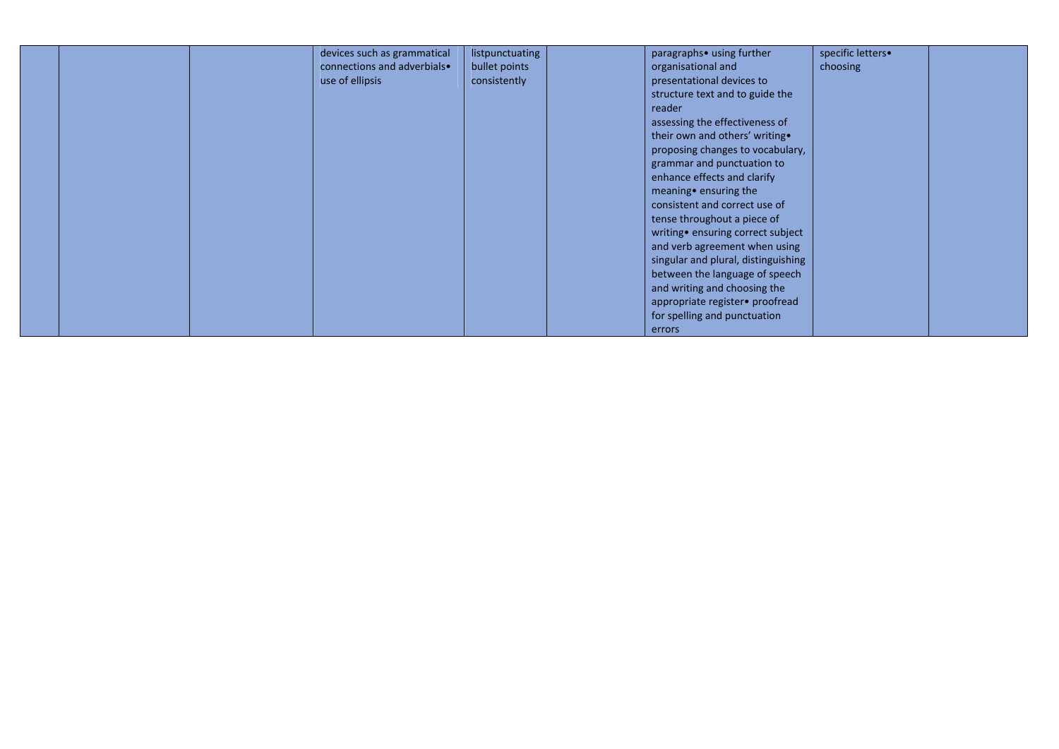| | | | | | | | | |
|---|---|---|---|---|---|---|---|---|
| | | | devices such as grammatical connections and adverbials• use of ellipsis | listpunctuating bullet points consistently | | paragraphs• using further organisational and presentational devices to structure text and to guide the reader assessing the effectiveness of their own and others' writing• proposing changes to vocabulary, grammar and punctuation to enhance effects and clarify meaning• ensuring the consistent and correct use of tense throughout a piece of writing• ensuring correct subject and verb agreement when using singular and plural, distinguishing between the language of speech and writing and choosing the appropriate register• proofread for spelling and punctuation errors | specific letters• choosing | |